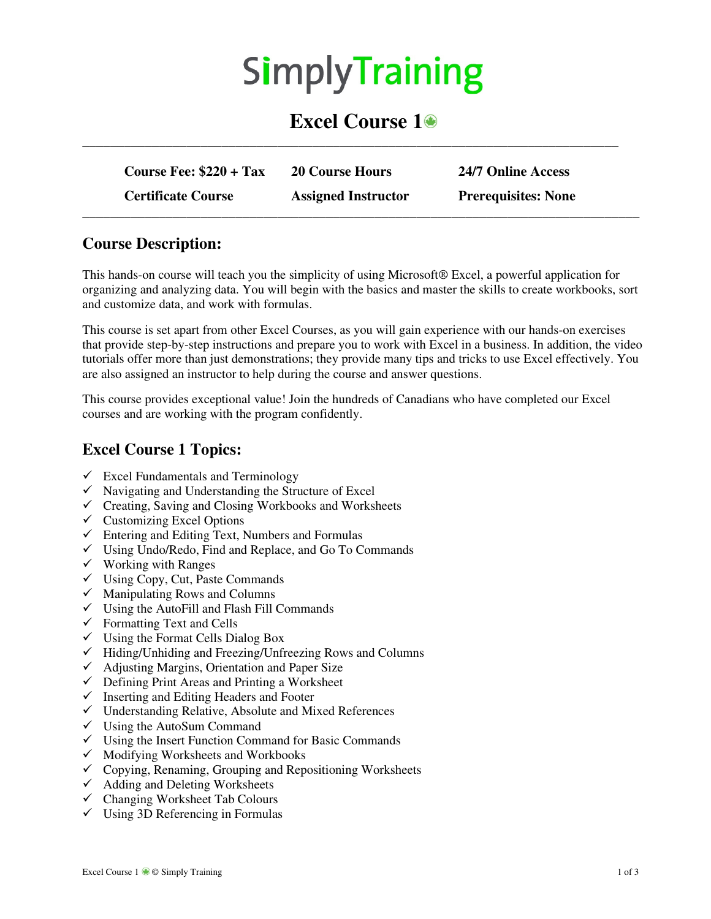# SimplyTraining

## Excel Course 1

| Course Fee: $220 + Tax | 20 Course Hours | 24/7 Online Access |
|---|---|---|
| Certificate Course | Assigned Instructor | Prerequisites: None |

## Course Description:

This hands-on course will teach you the simplicity of using Microsoft® Excel, a powerful application for organizing and analyzing data. You will begin with the basics and master the skills to create workbooks, sort and customize data, and work with formulas.

This course is set apart from other Excel Courses, as you will gain experience with our hands-on exercises that provide step-by-step instructions and prepare you to work with Excel in a business. In addition, the video tutorials offer more than just demonstrations; they provide many tips and tricks to use Excel effectively. You are also assigned an instructor to help during the course and answer questions.

This course provides exceptional value! Join the hundreds of Canadians who have completed our Excel courses and are working with the program confidently.

## Excel Course 1 Topics:

- ✓ Excel Fundamentals and Terminology
- ✓ Navigating and Understanding the Structure of Excel
- ✓ Creating, Saving and Closing Workbooks and Worksheets
- ✓ Customizing Excel Options
- ✓ Entering and Editing Text, Numbers and Formulas
- ✓ Using Undo/Redo, Find and Replace, and Go To Commands
- ✓ Working with Ranges
- ✓ Using Copy, Cut, Paste Commands
- ✓ Manipulating Rows and Columns
- ✓ Using the AutoFill and Flash Fill Commands
- ✓ Formatting Text and Cells
- ✓ Using the Format Cells Dialog Box
- ✓ Hiding/Unhiding and Freezing/Unfreezing Rows and Columns
- ✓ Adjusting Margins, Orientation and Paper Size
- ✓ Defining Print Areas and Printing a Worksheet
- ✓ Inserting and Editing Headers and Footer
- ✓ Understanding Relative, Absolute and Mixed References
- ✓ Using the AutoSum Command
- ✓ Using the Insert Function Command for Basic Commands
- ✓ Modifying Worksheets and Workbooks
- ✓ Copying, Renaming, Grouping and Repositioning Worksheets
- ✓ Adding and Deleting Worksheets
- ✓ Changing Worksheet Tab Colours
- ✓ Using 3D Referencing in Formulas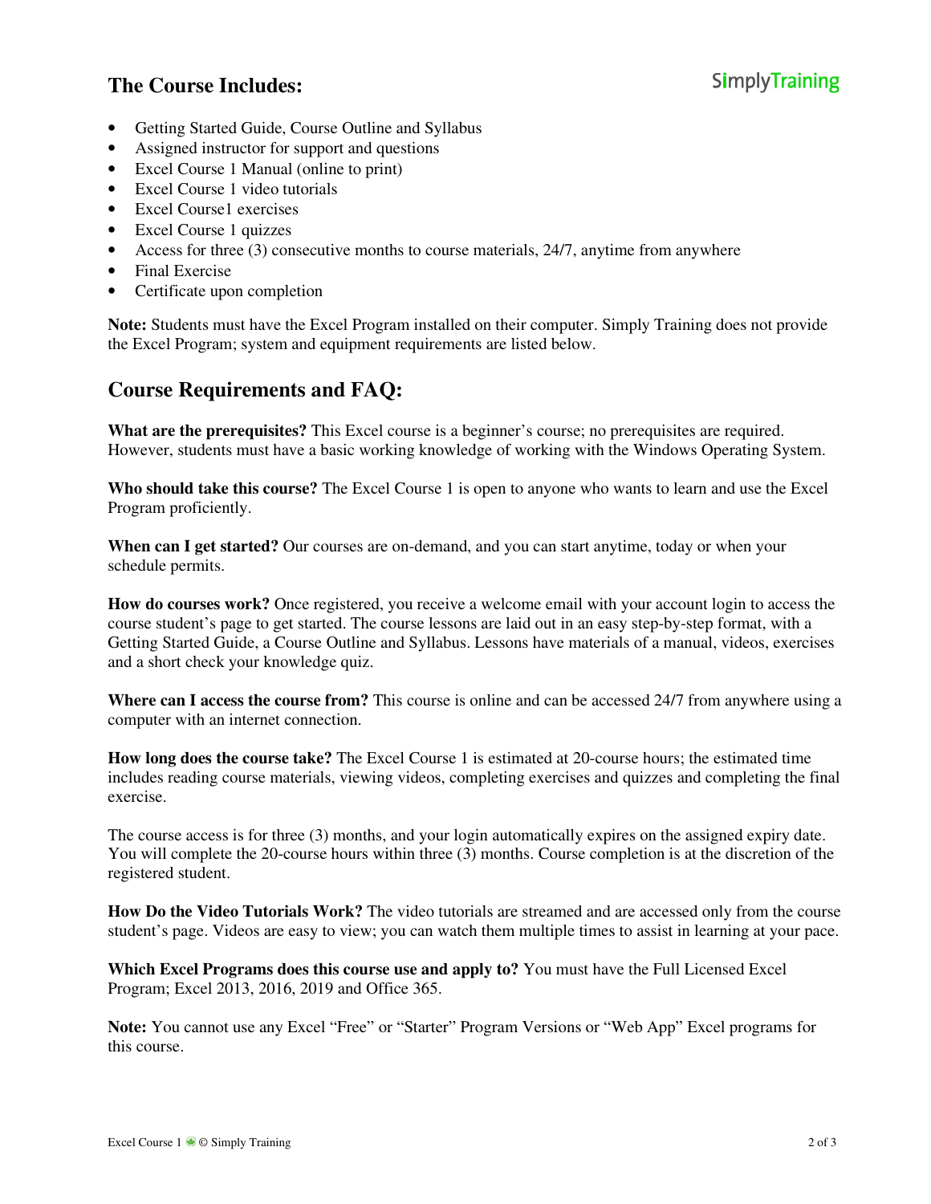## The Course Includes:

- Getting Started Guide, Course Outline and Syllabus
- Assigned instructor for support and questions
- Excel Course 1 Manual (online to print)
- Excel Course 1 video tutorials
- Excel Course1 exercises
- Excel Course 1 quizzes
- Access for three (3) consecutive months to course materials, 24/7, anytime from anywhere
- Final Exercise
- Certificate upon completion

**Note:** Students must have the Excel Program installed on their computer. Simply Training does not provide the Excel Program; system and equipment requirements are listed below.

## Course Requirements and FAQ:

**What are the prerequisites?** This Excel course is a beginner's course; no prerequisites are required. However, students must have a basic working knowledge of working with the Windows Operating System.

**Who should take this course?** The Excel Course 1 is open to anyone who wants to learn and use the Excel Program proficiently.

**When can I get started?** Our courses are on-demand, and you can start anytime, today or when your schedule permits.

**How do courses work?** Once registered, you receive a welcome email with your account login to access the course student's page to get started. The course lessons are laid out in an easy step-by-step format, with a Getting Started Guide, a Course Outline and Syllabus. Lessons have materials of a manual, videos, exercises and a short check your knowledge quiz.

**Where can I access the course from?** This course is online and can be accessed 24/7 from anywhere using a computer with an internet connection.

**How long does the course take?** The Excel Course 1 is estimated at 20-course hours; the estimated time includes reading course materials, viewing videos, completing exercises and quizzes and completing the final exercise.

The course access is for three (3) months, and your login automatically expires on the assigned expiry date. You will complete the 20-course hours within three (3) months. Course completion is at the discretion of the registered student.

**How Do the Video Tutorials Work?** The video tutorials are streamed and are accessed only from the course student's page. Videos are easy to view; you can watch them multiple times to assist in learning at your pace.

**Which Excel Programs does this course use and apply to?** You must have the Full Licensed Excel Program; Excel 2013, 2016, 2019 and Office 365.

**Note:** You cannot use any Excel "Free" or "Starter" Program Versions or "Web App" Excel programs for this course.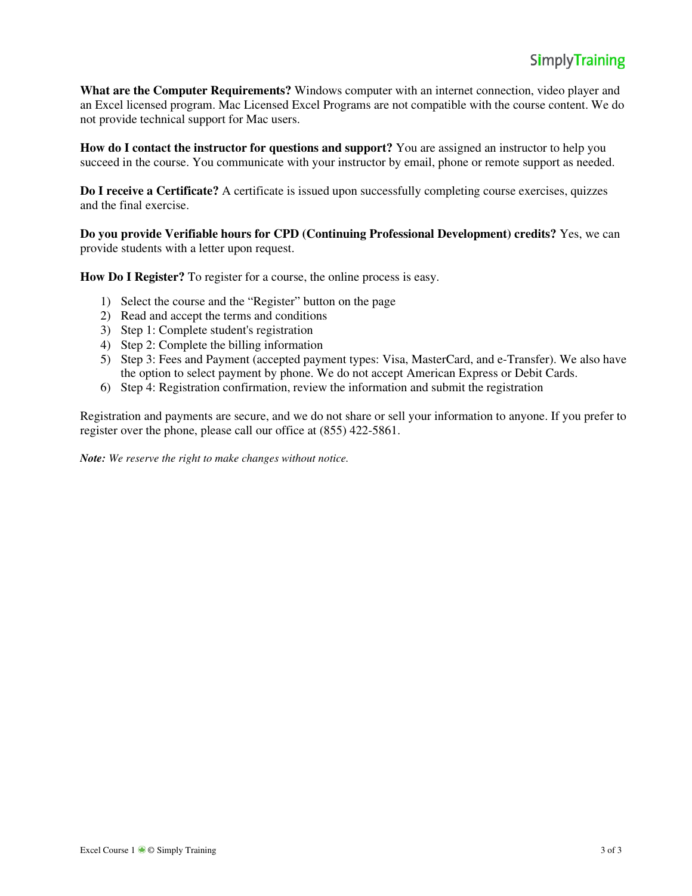**What are the Computer Requirements?** Windows computer with an internet connection, video player and an Excel licensed program. Mac Licensed Excel Programs are not compatible with the course content. We do not provide technical support for Mac users.

**How do I contact the instructor for questions and support?** You are assigned an instructor to help you succeed in the course. You communicate with your instructor by email, phone or remote support as needed.

**Do I receive a Certificate?** A certificate is issued upon successfully completing course exercises, quizzes and the final exercise.

**Do you provide Verifiable hours for CPD (Continuing Professional Development) credits?** Yes, we can provide students with a letter upon request.

**How Do I Register?** To register for a course, the online process is easy.

1) Select the course and the "Register" button on the page
2) Read and accept the terms and conditions
3) Step 1: Complete student's registration
4) Step 2: Complete the billing information
5) Step 3: Fees and Payment (accepted payment types: Visa, MasterCard, and e-Transfer). We also have the option to select payment by phone. We do not accept American Express or Debit Cards.
6) Step 4: Registration confirmation, review the information and submit the registration

Registration and payments are secure, and we do not share or sell your information to anyone. If you prefer to register over the phone, please call our office at (855) 422-5861.

***Note:*** *We reserve the right to make changes without notice.*